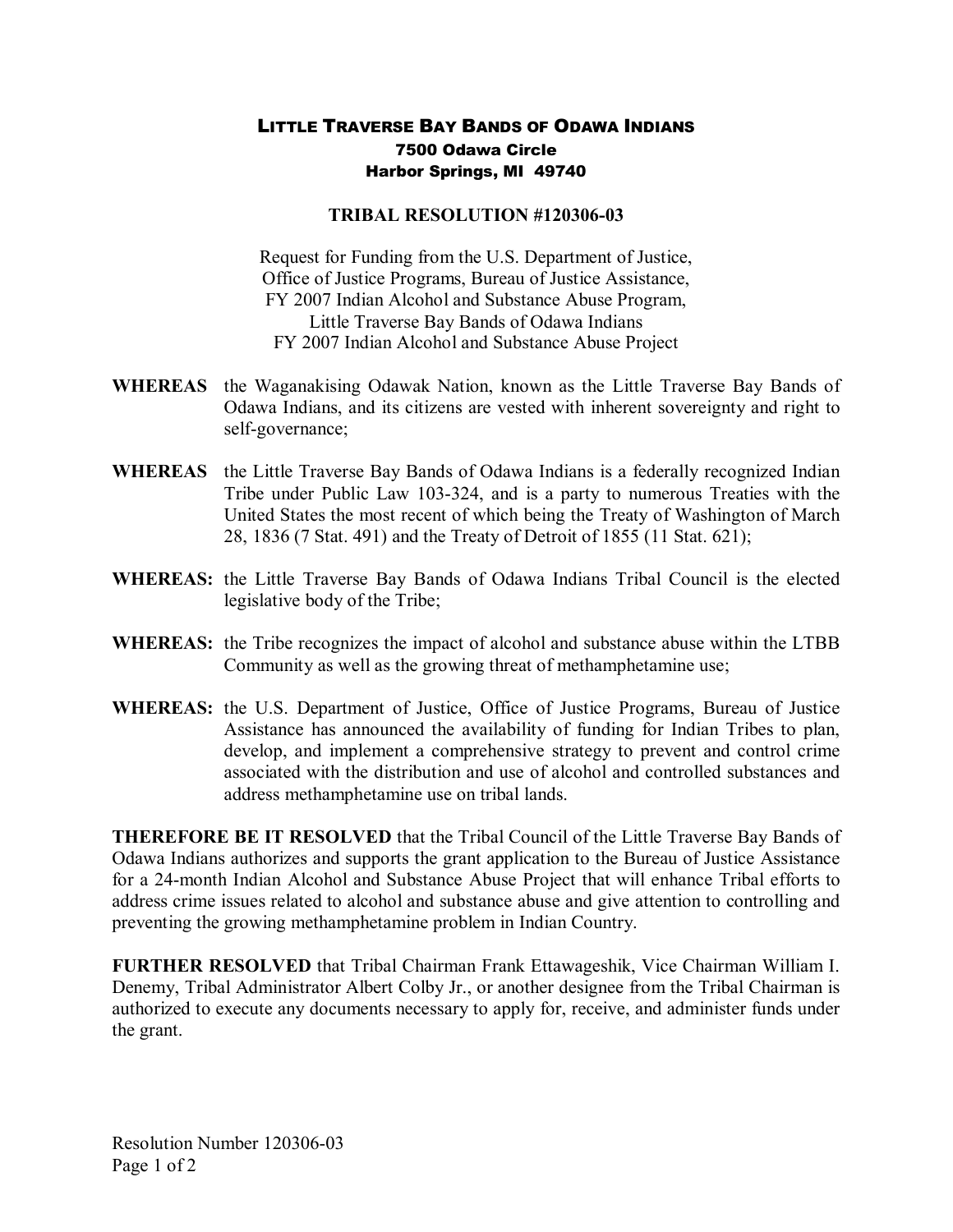# Little Traverse Bay Bands of Odawa Indians

**7500 Odawa Circle**
**Harbor Springs, MI 49740**

## TRIBAL RESOLUTION #120306-03

Request for Funding from the U.S. Department of Justice,
Office of Justice Programs, Bureau of Justice Assistance,
FY 2007 Indian Alcohol and Substance Abuse Program,
Little Traverse Bay Bands of Odawa Indians
FY 2007 Indian Alcohol and Substance Abuse Project

**WHEREAS** the Waganakising Odawak Nation, known as the Little Traverse Bay Bands of Odawa Indians, and its citizens are vested with inherent sovereignty and right to self-governance;

**WHEREAS** the Little Traverse Bay Bands of Odawa Indians is a federally recognized Indian Tribe under Public Law 103-324, and is a party to numerous Treaties with the United States the most recent of which being the Treaty of Washington of March 28, 1836 (7 Stat. 491) and the Treaty of Detroit of 1855 (11 Stat. 621);

**WHEREAS:** the Little Traverse Bay Bands of Odawa Indians Tribal Council is the elected legislative body of the Tribe;

**WHEREAS:** the Tribe recognizes the impact of alcohol and substance abuse within the LTBB Community as well as the growing threat of methamphetamine use;

**WHEREAS:** the U.S. Department of Justice, Office of Justice Programs, Bureau of Justice Assistance has announced the availability of funding for Indian Tribes to plan, develop, and implement a comprehensive strategy to prevent and control crime associated with the distribution and use of alcohol and controlled substances and address methamphetamine use on tribal lands.

**THEREFORE BE IT RESOLVED** that the Tribal Council of the Little Traverse Bay Bands of Odawa Indians authorizes and supports the grant application to the Bureau of Justice Assistance for a 24-month Indian Alcohol and Substance Abuse Project that will enhance Tribal efforts to address crime issues related to alcohol and substance abuse and give attention to controlling and preventing the growing methamphetamine problem in Indian Country.

**FURTHER RESOLVED** that Tribal Chairman Frank Ettawageshik, Vice Chairman William I. Denemy, Tribal Administrator Albert Colby Jr., or another designee from the Tribal Chairman is authorized to execute any documents necessary to apply for, receive, and administer funds under the grant.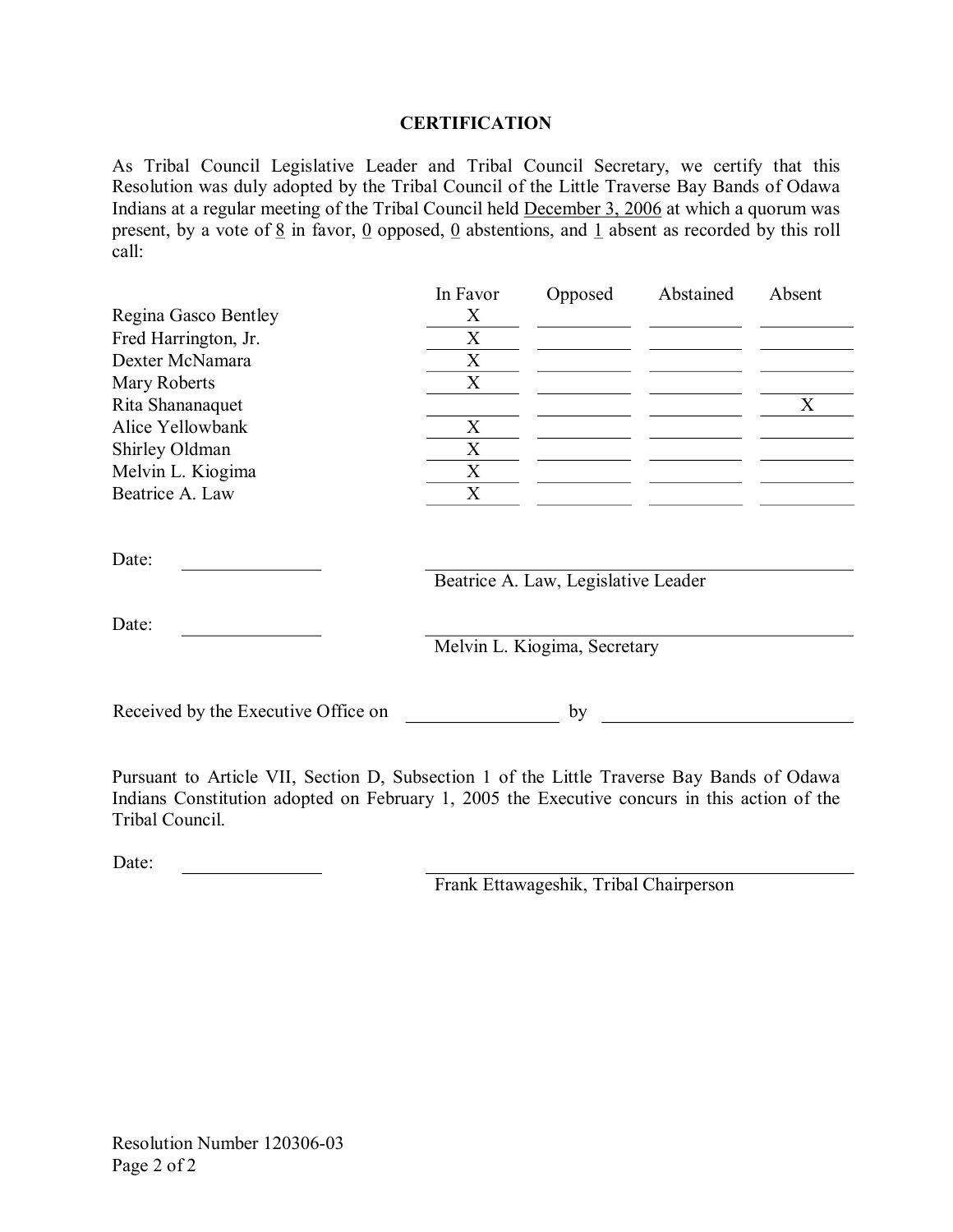## CERTIFICATION

As Tribal Council Legislative Leader and Tribal Council Secretary, we certify that this Resolution was duly adopted by the Tribal Council of the Little Traverse Bay Bands of Odawa Indians at a regular meeting of the Tribal Council held December 3, 2006 at which a quorum was present, by a vote of 8 in favor, 0 opposed, 0 abstentions, and 1 absent as recorded by this roll call:

| | In Favor | Opposed | Abstained | Absent |
|---|---|---|---|---|
| Regina Gasco Bentley | X | | | |
| Fred Harrington, Jr. | X | | | |
| Dexter McNamara | X | | | |
| Mary Roberts | X | | | |
| Rita Shananaquet | | | | X |
| Alice Yellowbank | X | | | |
| Shirley Oldman | X | | | |
| Melvin L. Kiogima | X | | | |
| Beatrice A. Law | X | | | |

Date: _______________ _______________________________
Beatrice A. Law, Legislative Leader

Date: _______________ _______________________________
Melvin L. Kiogima, Secretary

Received by the Executive Office on ________________ by ___________________________

Pursuant to Article VII, Section D, Subsection 1 of the Little Traverse Bay Bands of Odawa Indians Constitution adopted on February 1, 2005 the Executive concurs in this action of the Tribal Council.

Date: _______________ _______________________________
Frank Ettawageshik, Tribal Chairperson

Resolution Number 120306-03